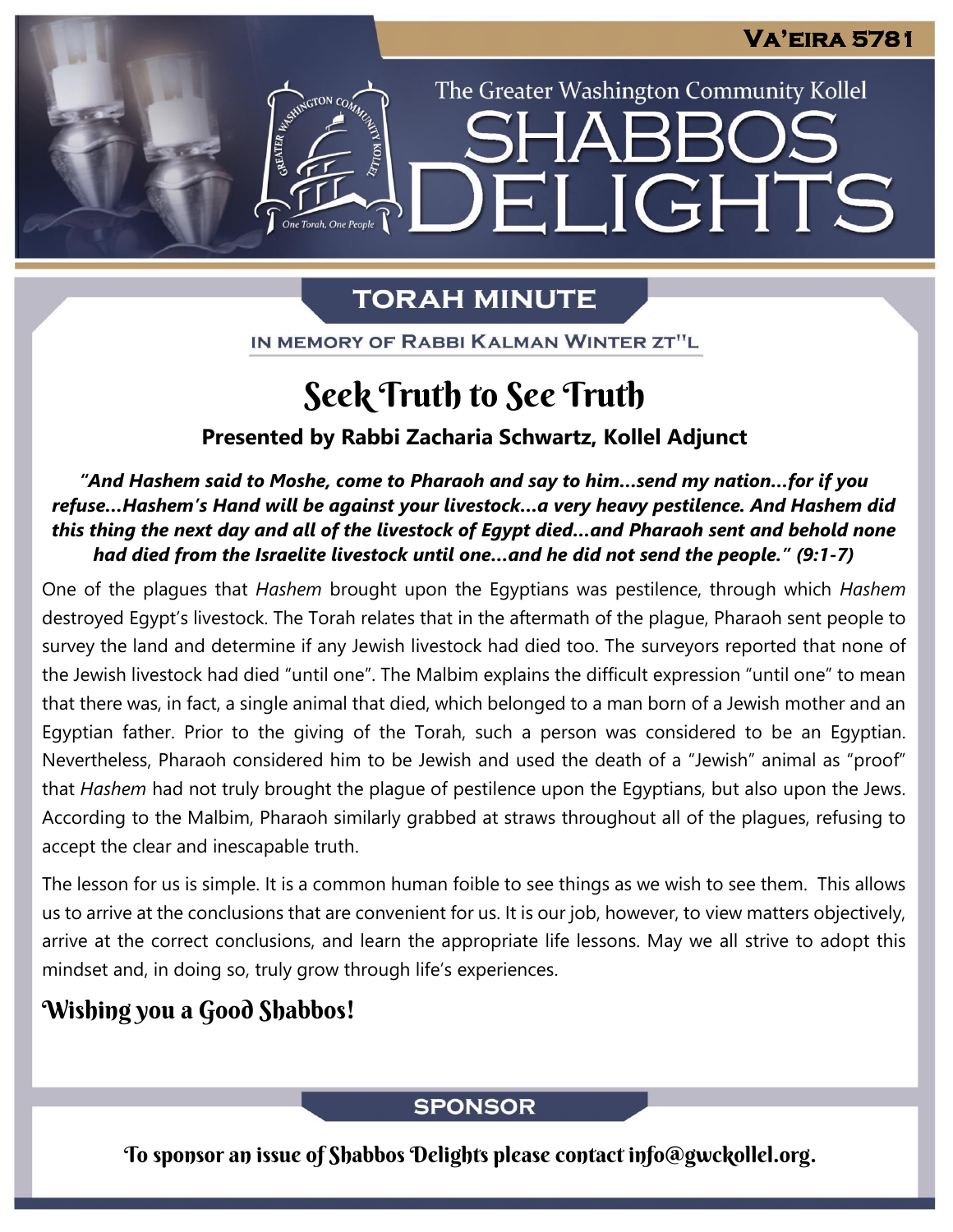Va'eira 5781

The Greater Washington Community Kollel

# Shabbos Delights

## Torah Minute

In memory of Rabbi Kalman Winter zt"l

# Seek Truth to See Truth

**Presented by Rabbi Zacharia Schwartz, Kollel Adjunct**

***"And Hashem said to Moshe, come to Pharaoh and say to him…send my nation…for if you refuse…Hashem's Hand will be against your livestock…a very heavy pestilence. And Hashem did this thing the next day and all of the livestock of Egypt died…and Pharaoh sent and behold none had died from the Israelite livestock until one…and he did not send the people." (9:1-7)***

One of the plagues that *Hashem* brought upon the Egyptians was pestilence, through which *Hashem* destroyed Egypt's livestock. The Torah relates that in the aftermath of the plague, Pharaoh sent people to survey the land and determine if any Jewish livestock had died too. The surveyors reported that none of the Jewish livestock had died "until one". The Malbim explains the difficult expression "until one" to mean that there was, in fact, a single animal that died, which belonged to a man born of a Jewish mother and an Egyptian father. Prior to the giving of the Torah, such a person was considered to be an Egyptian. Nevertheless, Pharaoh considered him to be Jewish and used the death of a "Jewish" animal as "proof" that *Hashem* had not truly brought the plague of pestilence upon the Egyptians, but also upon the Jews. According to the Malbim, Pharaoh similarly grabbed at straws throughout all of the plagues, refusing to accept the clear and inescapable truth.

The lesson for us is simple. It is a common human foible to see things as we wish to see them. This allows us to arrive at the conclusions that are convenient for us. It is our job, however, to view matters objectively, arrive at the correct conclusions, and learn the appropriate life lessons. May we all strive to adopt this mindset and, in doing so, truly grow through life's experiences.

## Wishing you a Good Shabbos!

## Sponsor

To sponsor an issue of Shabbos Delights please contact info@gwckollel.org.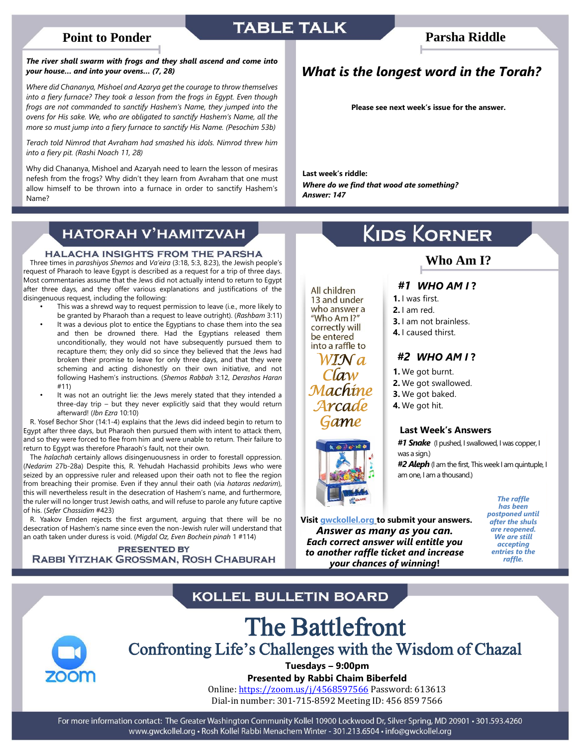# TABLE TALK

## Point to Ponder

***The river shall swarm with frogs and they shall ascend and come into your house... and into your ovens... (7, 28)***

*Where did Chananya, Mishoel and Azarya get the courage to throw themselves into a fiery furnace? They took a lesson from the frogs in Egypt. Even though frogs are not commanded to sanctify Hashem's Name, they jumped into the ovens for His sake. We, who are obligated to sanctify Hashem's Name, all the more so must jump into a fiery furnace to sanctify His Name. (Pesochim 53b)*

*Terach told Nimrod that Avraham had smashed his idols. Nimrod threw him into a fiery pit. (Rashi Noach 11, 28)*

Why did Chananya, Mishoel and Azaryah need to learn the lesson of mesiras nefesh from the frogs? Why didn't they learn from Avraham that one must allow himself to be thrown into a furnace in order to sanctify Hashem's Name?

## Parsha Riddle

***What is the longest word in the Torah?***

**Please see next week's issue for the answer.**

**Last week's riddle:**

***Where do we find that wood ate something?***

***Answer: 147***

# HATORAH V'HAMITZVAH

## HALACHA INSIGHTS FROM THE PARSHA

Three times in *parashiyos Shemos* and *Va'eira* (3:18, 5:3, 8:23), the Jewish people's request of Pharaoh to leave Egypt is described as a request for a trip of three days. Most commentaries assume that the Jews did not actually intend to return to Egypt after three days, and they offer various explanations and justifications of the disingenuous request, including the following:

- This was a shrewd way to request permission to leave (i.e., more likely to be granted by Pharaoh than a request to leave outright). (*Rashbam* 3:11)
- It was a devious plot to entice the Egyptians to chase them into the sea and then be drowned there. Had the Egyptians released them unconditionally, they would not have subsequently pursued them to recapture them; they only did so since they believed that the Jews had broken their promise to leave for only three days, and that they were scheming and acting dishonestly on their own initiative, and not following Hashem's instructions. (*Shemos Rabbah* 3:12, *Derashos Haran* #11)
- It was not an outright lie: the Jews merely stated that they intended a three-day trip – but they never explicitly said that they would return afterward! (*Ibn Ezra* 10:10)

R. Yosef Bechor Shor (14:1-4) explains that the Jews did indeed begin to return to Egypt after three days, but Pharaoh then pursued them with intent to attack them, and so they were forced to flee from him and were unable to return. Their failure to return to Egypt was therefore Pharaoh's fault, not their own.

The *halachah* certainly allows disingenuousness in order to forestall oppression. (*Nedarim* 27b-28a) Despite this, R. Yehudah Hachassid prohibits Jews who were seized by an oppressive ruler and released upon their oath not to flee the region from breaching their promise. Even if they annul their oath (via *hataras nedarim*), this will nevertheless result in the desecration of Hashem's name, and furthermore, the ruler will no longer trust Jewish oaths, and will refuse to parole any future captive of his. (*Sefer Chassidim* #423)

R. Yaakov Emden rejects the first argument, arguing that there will be no desecration of Hashem's name since even the non-Jewish ruler will understand that an oath taken under duress is void. (*Migdal Oz, Even Bochein pinah* 1 #114)

PRESENTED BY
RABBI YITZHAK GROSSMAN, ROSH CHABURAH

# KIDS KORNER

## Who Am I?

All children 13 and under who answer a "Who Am I?" correctly will be entered into a raffle to *WIN a Claw Machine Arcade Game*

### *#1 WHO AM I?*

1. I was first.
2. I am red.
3. I am not brainless.
4. I caused thirst.

### *#2 WHO AM I?*

1. We got burnt.
2. We got swallowed.
3. We got baked.
4. We got hit.

### Last Week's Answers

***#1 Snake*** (I pushed, I swallowed, I was copper, I was a sign.)

***#2 Aleph*** (I am the first, This week I am quintuple, I am one, I am a thousand.)

**Visit gwckollel.org to submit your answers.**

***Answer as many as you can. Each correct answer will entitle you to another raffle ticket and increase your chances of winning!***

***The raffle has been postponed until after the shuls are reopened. We are still accepting entries to the raffle.***

# KOLLEL BULLETIN BOARD

# The Battlefront

## Confronting Life's Challenges with the Wisdom of Chazal

**Tuesdays – 9:00pm**

**Presented by Rabbi Chaim Biberfeld**

Online: https://zoom.us/j/4568597566 Password: 613613

Dial-in number: 301-715-8592 Meeting ID: 456 859 7566

For more information contact: The Greater Washington Community Kollel 10900 Lockwood Dr, Silver Spring, MD 20901 • 301.593.4260
www.gwckollel.org • Rosh Kollel Rabbi Menachem Winter - 301.213.6504 • info@gwckollel.org